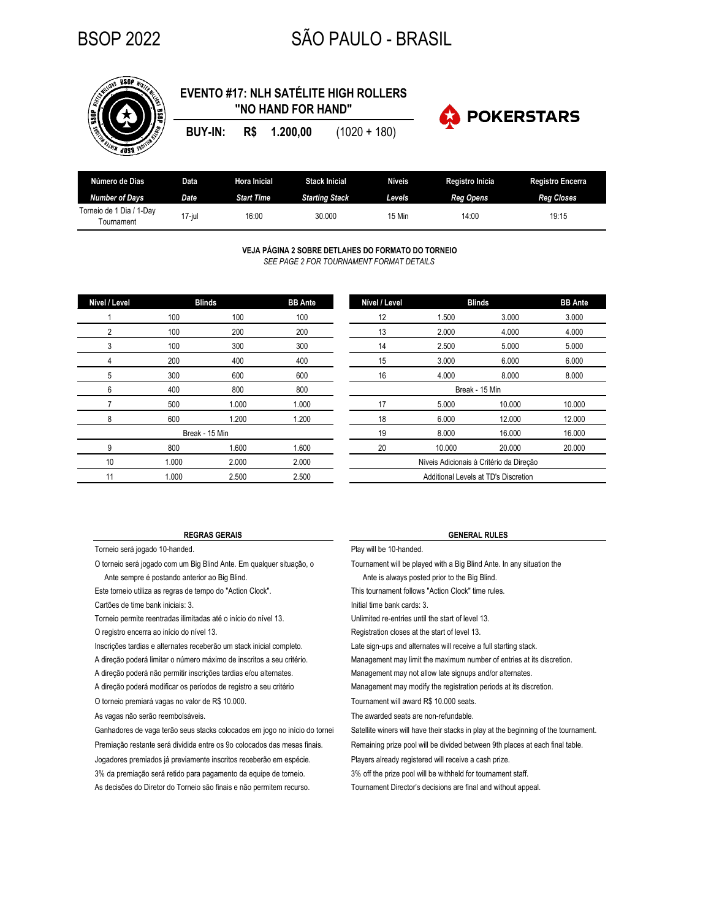# BSOP 2022 — SÃO PAULO - BRASIL

## EVENTO #17: NLH SATÉLITE HIGH ROLLERS "NO HAND FOR HAND"

**BUY-IN: R$ 1.200,00** (1020 + 180)

POKERSTARS

| Número de Dias<br>*Number of Days* | Data<br>*Date* | Hora Inicial<br>*Start Time* | Stack Inicial<br>*Starting Stack* | Níveis<br>*Levels* | Registro Inicia<br>*Reg Opens* | Registro Encerra<br>*Reg Closes* |
|---|---|---|---|---|---|---|
| Torneio de 1 Dia / 1-Day Tournament | 17-jul | 16:00 | 30.000 | 15 Min | 14:00 | 19:15 |

**VEJA PÁGINA 2 SOBRE DETLAHES DO FORMATO DO TORNEIO**

*SEE PAGE 2 FOR TOURNAMENT FORMAT DETAILS*

| Nível / Level | Blinds | | BB Ante |
|---|---|---|---|
| 1 | 100 | 100 | 100 |
| 2 | 100 | 200 | 200 |
| 3 | 100 | 300 | 300 |
| 4 | 200 | 400 | 400 |
| 5 | 300 | 600 | 600 |
| 6 | 400 | 800 | 800 |
| 7 | 500 | 1.000 | 1.000 |
| 8 | 600 | 1.200 | 1.200 |
| Break - 15 Min | | | |
| 9 | 800 | 1.600 | 1.600 |
| 10 | 1.000 | 2.000 | 2.000 |
| 11 | 1.000 | 2.500 | 2.500 |
| 12 | 1.500 | 3.000 | 3.000 |
| 13 | 2.000 | 4.000 | 4.000 |
| 14 | 2.500 | 5.000 | 5.000 |
| 15 | 3.000 | 6.000 | 6.000 |
| 16 | 4.000 | 8.000 | 8.000 |
| Break - 15 Min | | | |
| 17 | 5.000 | 10.000 | 10.000 |
| 18 | 6.000 | 12.000 | 12.000 |
| 19 | 8.000 | 16.000 | 16.000 |
| 20 | 10.000 | 20.000 | 20.000 |
| Níveis Adicionais à Critério da Direção | | | |
| Additional Levels at TD's Discretion | | | |

### REGRAS GERAIS

- Torneio será jogado 10-handed.
- O torneio será jogado com um Big Blind Ante. Em qualquer situação, o Ante sempre é postando anterior ao Big Blind.
- Este torneio utiliza as regras de tempo do "Action Clock".
- Cartões de time bank iniciais: 3.
- Torneio permite reentradas ilimitadas até o início do nível 13.
- O registro encerra ao início do nível 13.
- Inscrições tardias e alternates receberão um stack inicial completo.
- A direção poderá limitar o número máximo de inscritos a seu critério.
- A direção poderá não permitir inscrições tardias e/ou alternates.
- A direção poderá modificar os períodos de registro a seu critério
- O torneio premiará vagas no valor de R$ 10.000.
- As vagas não serão reembolsáveis.
- Ganhadores de vaga terão seus stacks colocados em jogo no início do tornei
- Premiação restante será dividida entre os 9o colocados das mesas finais.
- Jogadores premiados já previamente inscritos receberão em espécie.
- 3% da premiação será retido para pagamento da equipe de torneio.
- As decisões do Diretor do Torneio são finais e não permitem recurso.

### GENERAL RULES

- Play will be 10-handed.
- Tournament will be played with a Big Blind Ante. In any situation the Ante is always posted prior to the Big Blind.
- This tournament follows "Action Clock" time rules.
- Initial time bank cards: 3.
- Unlimited re-entries until the start of level 13.
- Registration closes at the start of level 13.
- Late sign-ups and alternates will receive a full starting stack.
- Management may limit the maximum number of entries at its discretion.
- Management may not allow late signups and/or alternates.
- Management may modify the registration periods at its discretion.
- Tournament will award R$ 10.000 seats.
- The awarded seats are non-refundable.
- Satellite winers will have their stacks in play at the beginning of the tournament.
- Remaining prize pool will be divided between 9th places at each final table.
- Players already registered will receive a cash prize.
- 3% off the prize pool will be withheld for tournament staff.
- Tournament Director's decisions are final and without appeal.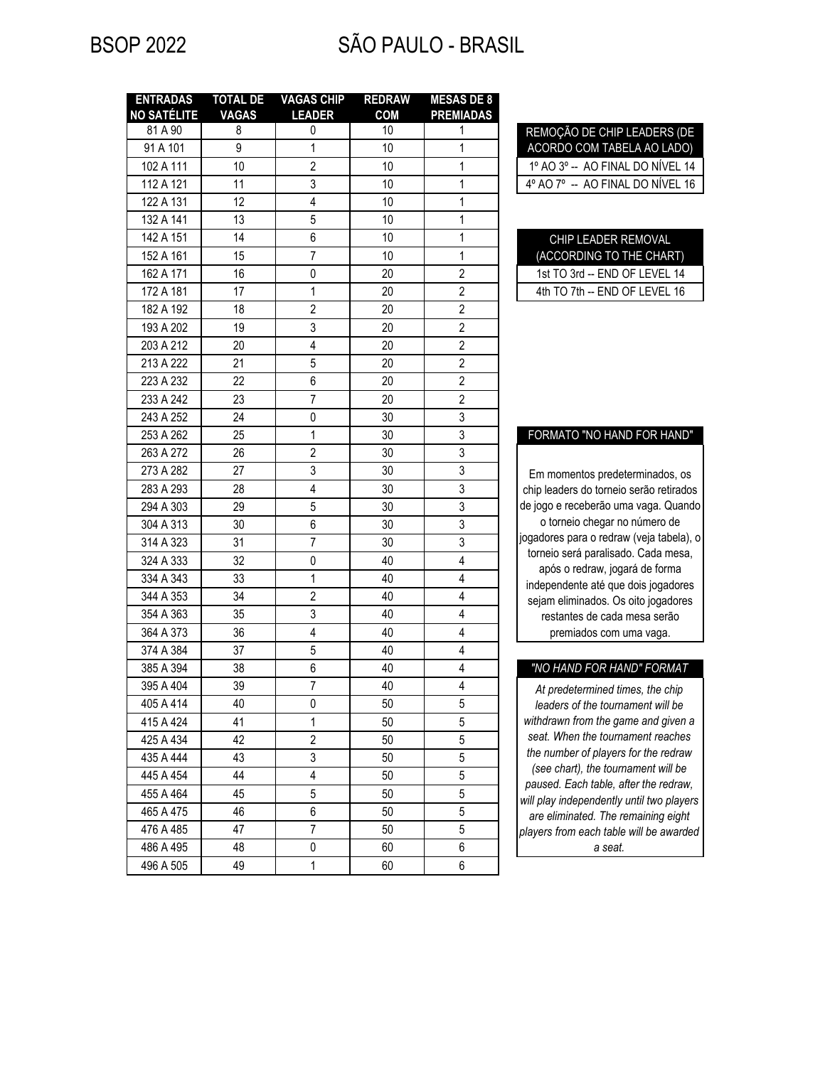# BSOP 2022 SÃO PAULO - BRASIL

| ENTRADAS NO SATÉLITE | TOTAL DE VAGAS | VAGAS CHIP LEADER | REDRAW COM | MESAS DE 8 PREMIADAS |
|---|---|---|---|---|
| 81 A 90 | 8 | 0 | 10 | 1 |
| 91 A 101 | 9 | 1 | 10 | 1 |
| 102 A 111 | 10 | 2 | 10 | 1 |
| 112 A 121 | 11 | 3 | 10 | 1 |
| 122 A 131 | 12 | 4 | 10 | 1 |
| 132 A 141 | 13 | 5 | 10 | 1 |
| 142 A 151 | 14 | 6 | 10 | 1 |
| 152 A 161 | 15 | 7 | 10 | 1 |
| 162 A 171 | 16 | 0 | 20 | 2 |
| 172 A 181 | 17 | 1 | 20 | 2 |
| 182 A 192 | 18 | 2 | 20 | 2 |
| 193 A 202 | 19 | 3 | 20 | 2 |
| 203 A 212 | 20 | 4 | 20 | 2 |
| 213 A 222 | 21 | 5 | 20 | 2 |
| 223 A 232 | 22 | 6 | 20 | 2 |
| 233 A 242 | 23 | 7 | 20 | 2 |
| 243 A 252 | 24 | 0 | 30 | 3 |
| 253 A 262 | 25 | 1 | 30 | 3 |
| 263 A 272 | 26 | 2 | 30 | 3 |
| 273 A 282 | 27 | 3 | 30 | 3 |
| 283 A 293 | 28 | 4 | 30 | 3 |
| 294 A 303 | 29 | 5 | 30 | 3 |
| 304 A 313 | 30 | 6 | 30 | 3 |
| 314 A 323 | 31 | 7 | 30 | 3 |
| 324 A 333 | 32 | 0 | 40 | 4 |
| 334 A 343 | 33 | 1 | 40 | 4 |
| 344 A 353 | 34 | 2 | 40 | 4 |
| 354 A 363 | 35 | 3 | 40 | 4 |
| 364 A 373 | 36 | 4 | 40 | 4 |
| 374 A 384 | 37 | 5 | 40 | 4 |
| 385 A 394 | 38 | 6 | 40 | 4 |
| 395 A 404 | 39 | 7 | 40 | 4 |
| 405 A 414 | 40 | 0 | 50 | 5 |
| 415 A 424 | 41 | 1 | 50 | 5 |
| 425 A 434 | 42 | 2 | 50 | 5 |
| 435 A 444 | 43 | 3 | 50 | 5 |
| 445 A 454 | 44 | 4 | 50 | 5 |
| 455 A 464 | 45 | 5 | 50 | 5 |
| 465 A 475 | 46 | 6 | 50 | 5 |
| 476 A 485 | 47 | 7 | 50 | 5 |
| 486 A 495 | 48 | 0 | 60 | 6 |
| 496 A 505 | 49 | 1 | 60 | 6 |

| REMOÇÃO DE CHIP LEADERS (DE ACORDO COM TABELA AO LADO) |
|---|
| 1º AO 3º -- AO FINAL DO NÍVEL 14 |
| 4º AO 7º -- AO FINAL DO NÍVEL 16 |

| CHIP LEADER REMOVAL (ACCORDING TO THE CHART) |
|---|
| 1st TO 3rd -- END OF LEVEL 14 |
| 4th TO 7th -- END OF LEVEL 16 |

## FORMATO "NO HAND FOR HAND"

Em momentos predeterminados, os chip leaders do torneio serão retirados de jogo e receberão uma vaga. Quando o torneio chegar no número de jogadores para o redraw (veja tabela), o torneio será paralisado. Cada mesa, após o redraw, jogará de forma independente até que dois jogadores sejam eliminados. Os oito jogadores restantes de cada mesa serão premiados com uma vaga.

## *"NO HAND FOR HAND" FORMAT*

*At predetermined times, the chip leaders of the tournament will be withdrawn from the game and given a seat. When the tournament reaches the number of players for the redraw (see chart), the tournament will be paused. Each table, after the redraw, will play independently until two players are eliminated. The remaining eight players from each table will be awarded a seat.*